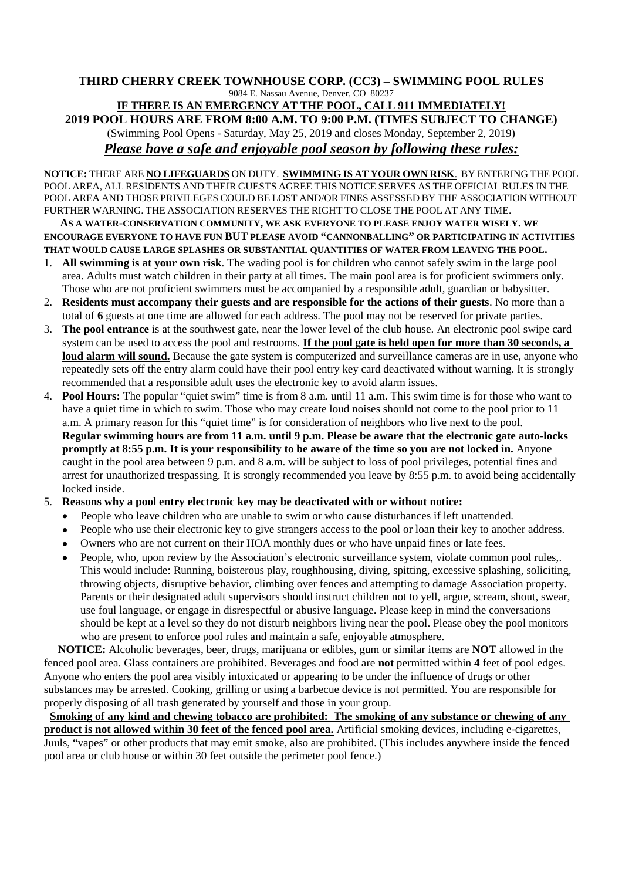# THIRD CHERRY CREEK TOWNHOUSE CORP. (CC3) – SWIMMING POOL RULES

9084 E. Nassau Avenue, Denver, CO 80237

**IF THERE IS AN EMERGENCY AT THE POOL, CALL 911 IMMEDIATELY!**

**2019 POOL HOURS ARE FROM 8:00 A.M. TO 9:00 P.M. (TIMES SUBJECT TO CHANGE)**

(Swimming Pool Opens - Saturday, May 25, 2019 and closes Monday, September 2, 2019)

***Please have a safe and enjoyable pool season by following these rules:***

**NOTICE:** THERE ARE **NO LIFEGUARDS** ON DUTY. **SWIMMING IS AT YOUR OWN RISK**. BY ENTERING THE POOL AREA, ALL RESIDENTS AND THEIR GUESTS AGREE THIS NOTICE SERVES AS THE OFFICIAL RULES IN THE POOL AREA AND THOSE PRIVILEGES COULD BE LOST AND/OR FINES ASSESSED BY THE ASSOCIATION WITHOUT FURTHER WARNING. THE ASSOCIATION RESERVES THE RIGHT TO CLOSE THE POOL AT ANY TIME.

**AS A WATER-CONSERVATION COMMUNITY, WE ASK EVERYONE TO PLEASE ENJOY WATER WISELY. WE ENCOURAGE EVERYONE TO HAVE FUN BUT PLEASE AVOID "CANNONBALLING" OR PARTICIPATING IN ACTIVITIES THAT WOULD CAUSE LARGE SPLASHES OR SUBSTANTIAL QUANTITIES OF WATER FROM LEAVING THE POOL.**

1. **All swimming is at your own risk**. The wading pool is for children who cannot safely swim in the large pool area. Adults must watch children in their party at all times. The main pool area is for proficient swimmers only. Those who are not proficient swimmers must be accompanied by a responsible adult, guardian or babysitter.
2. **Residents must accompany their guests and are responsible for the actions of their guests**. No more than a total of **6** guests at one time are allowed for each address. The pool may not be reserved for private parties.
3. **The pool entrance** is at the southwest gate, near the lower level of the club house. An electronic pool swipe card system can be used to access the pool and restrooms. **If the pool gate is held open for more than 30 seconds, a loud alarm will sound.** Because the gate system is computerized and surveillance cameras are in use, anyone who repeatedly sets off the entry alarm could have their pool entry key card deactivated without warning. It is strongly recommended that a responsible adult uses the electronic key to avoid alarm issues.
4. **Pool Hours:** The popular "quiet swim" time is from 8 a.m. until 11 a.m. This swim time is for those who want to have a quiet time in which to swim. Those who may create loud noises should not come to the pool prior to 11 a.m. A primary reason for this "quiet time" is for consideration of neighbors who live next to the pool. **Regular swimming hours are from 11 a.m. until 9 p.m. Please be aware that the electronic gate auto-locks promptly at 8:55 p.m. It is your responsibility to be aware of the time so you are not locked in.** Anyone caught in the pool area between 9 p.m. and 8 a.m. will be subject to loss of pool privileges, potential fines and arrest for unauthorized trespassing. It is strongly recommended you leave by 8:55 p.m. to avoid being accidentally locked inside.
5. **Reasons why a pool entry electronic key may be deactivated with or without notice:**
   - People who leave children who are unable to swim or who cause disturbances if left unattended.
   - People who use their electronic key to give strangers access to the pool or loan their key to another address.
   - Owners who are not current on their HOA monthly dues or who have unpaid fines or late fees.
   - People, who, upon review by the Association's electronic surveillance system, violate common pool rules,. This would include: Running, boisterous play, roughhousing, diving, spitting, excessive splashing, soliciting, throwing objects, disruptive behavior, climbing over fences and attempting to damage Association property. Parents or their designated adult supervisors should instruct children not to yell, argue, scream, shout, swear, use foul language, or engage in disrespectful or abusive language. Please keep in mind the conversations should be kept at a level so they do not disturb neighbors living near the pool. Please obey the pool monitors who are present to enforce pool rules and maintain a safe, enjoyable atmosphere.

**NOTICE:** Alcoholic beverages, beer, drugs, marijuana or edibles, gum or similar items are **NOT** allowed in the fenced pool area. Glass containers are prohibited. Beverages and food are **not** permitted within **4** feet of pool edges. Anyone who enters the pool area visibly intoxicated or appearing to be under the influence of drugs or other substances may be arrested. Cooking, grilling or using a barbecue device is not permitted. You are responsible for properly disposing of all trash generated by yourself and those in your group.

**Smoking of any kind and chewing tobacco are prohibited: The smoking of any substance or chewing of any product is not allowed within 30 feet of the fenced pool area.** Artificial smoking devices, including e-cigarettes, Juuls, "vapes" or other products that may emit smoke, also are prohibited. (This includes anywhere inside the fenced pool area or club house or within 30 feet outside the perimeter pool fence.)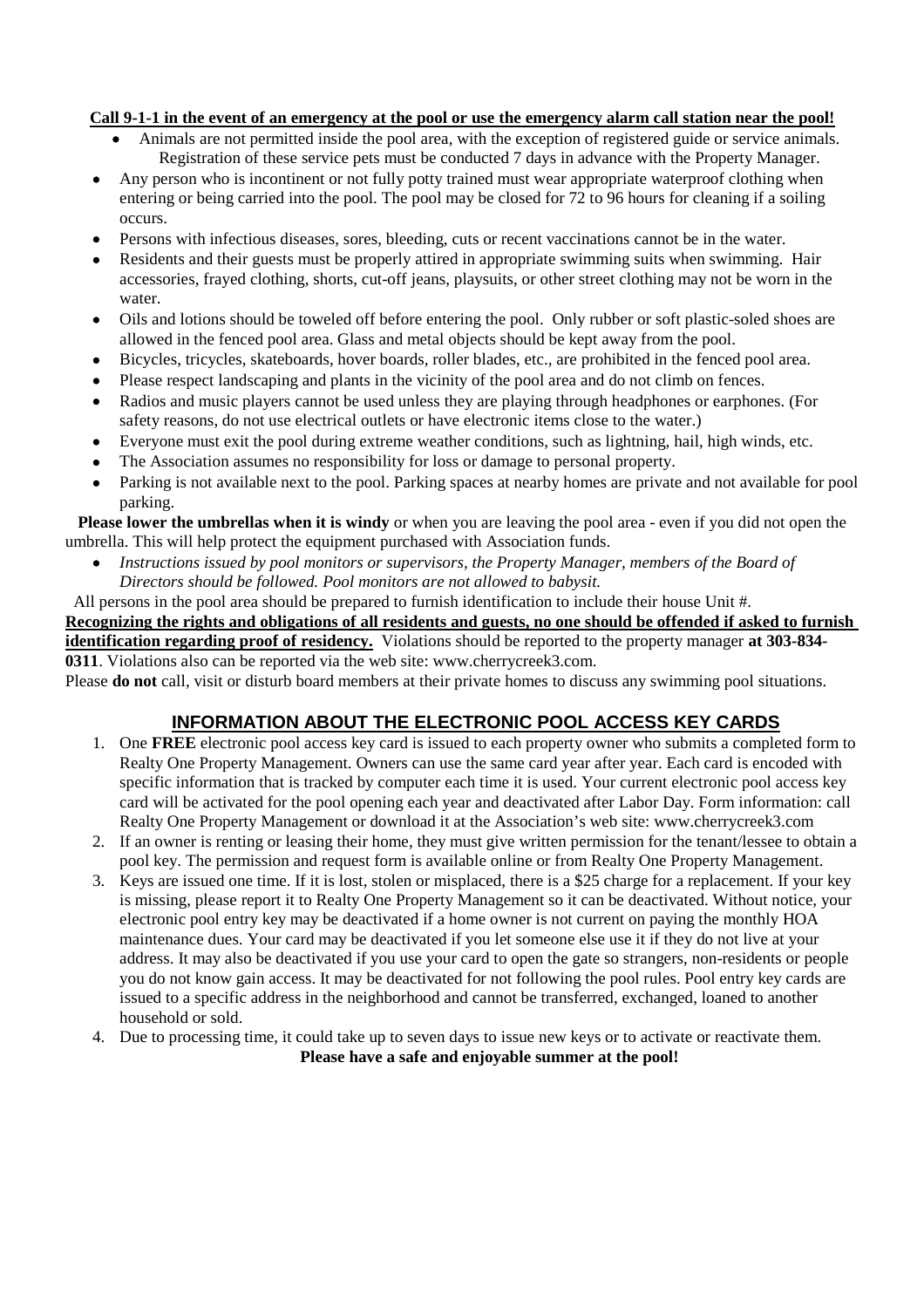**Call 9-1-1 in the event of an emergency at the pool or use the emergency alarm call station near the pool!**

- Animals are not permitted inside the pool area, with the exception of registered guide or service animals. Registration of these service pets must be conducted 7 days in advance with the Property Manager.
- Any person who is incontinent or not fully potty trained must wear appropriate waterproof clothing when entering or being carried into the pool. The pool may be closed for 72 to 96 hours for cleaning if a soiling occurs.
- Persons with infectious diseases, sores, bleeding, cuts or recent vaccinations cannot be in the water.
- Residents and their guests must be properly attired in appropriate swimming suits when swimming. Hair accessories, frayed clothing, shorts, cut-off jeans, playsuits, or other street clothing may not be worn in the water.
- Oils and lotions should be toweled off before entering the pool. Only rubber or soft plastic-soled shoes are allowed in the fenced pool area. Glass and metal objects should be kept away from the pool.
- Bicycles, tricycles, skateboards, hover boards, roller blades, etc., are prohibited in the fenced pool area.
- Please respect landscaping and plants in the vicinity of the pool area and do not climb on fences.
- Radios and music players cannot be used unless they are playing through headphones or earphones. (For safety reasons, do not use electrical outlets or have electronic items close to the water.)
- Everyone must exit the pool during extreme weather conditions, such as lightning, hail, high winds, etc.
- The Association assumes no responsibility for loss or damage to personal property.
- Parking is not available next to the pool. Parking spaces at nearby homes are private and not available for pool parking.

**Please lower the umbrellas when it is windy** or when you are leaving the pool area - even if you did not open the umbrella. This will help protect the equipment purchased with Association funds.

- *Instructions issued by pool monitors or supervisors, the Property Manager, members of the Board of Directors should be followed. Pool monitors are not allowed to babysit.*

All persons in the pool area should be prepared to furnish identification to include their house Unit #.

**Recognizing the rights and obligations of all residents and guests, no one should be offended if asked to furnish identification regarding proof of residency.** Violations should be reported to the property manager **at 303-834-0311**. Violations also can be reported via the web site: www.cherrycreek3.com.

Please **do not** call, visit or disturb board members at their private homes to discuss any swimming pool situations.

## INFORMATION ABOUT THE ELECTRONIC POOL ACCESS KEY CARDS

1. One **FREE** electronic pool access key card is issued to each property owner who submits a completed form to Realty One Property Management. Owners can use the same card year after year. Each card is encoded with specific information that is tracked by computer each time it is used. Your current electronic pool access key card will be activated for the pool opening each year and deactivated after Labor Day. Form information: call Realty One Property Management or download it at the Association's web site: www.cherrycreek3.com
2. If an owner is renting or leasing their home, they must give written permission for the tenant/lessee to obtain a pool key. The permission and request form is available online or from Realty One Property Management.
3. Keys are issued one time. If it is lost, stolen or misplaced, there is a $25 charge for a replacement. If your key is missing, please report it to Realty One Property Management so it can be deactivated. Without notice, your electronic pool entry key may be deactivated if a home owner is not current on paying the monthly HOA maintenance dues. Your card may be deactivated if you let someone else use it if they do not live at your address. It may also be deactivated if you use your card to open the gate so strangers, non-residents or people you do not know gain access. It may be deactivated for not following the pool rules. Pool entry key cards are issued to a specific address in the neighborhood and cannot be transferred, exchanged, loaned to another household or sold.
4. Due to processing time, it could take up to seven days to issue new keys or to activate or reactivate them.

**Please have a safe and enjoyable summer at the pool!**